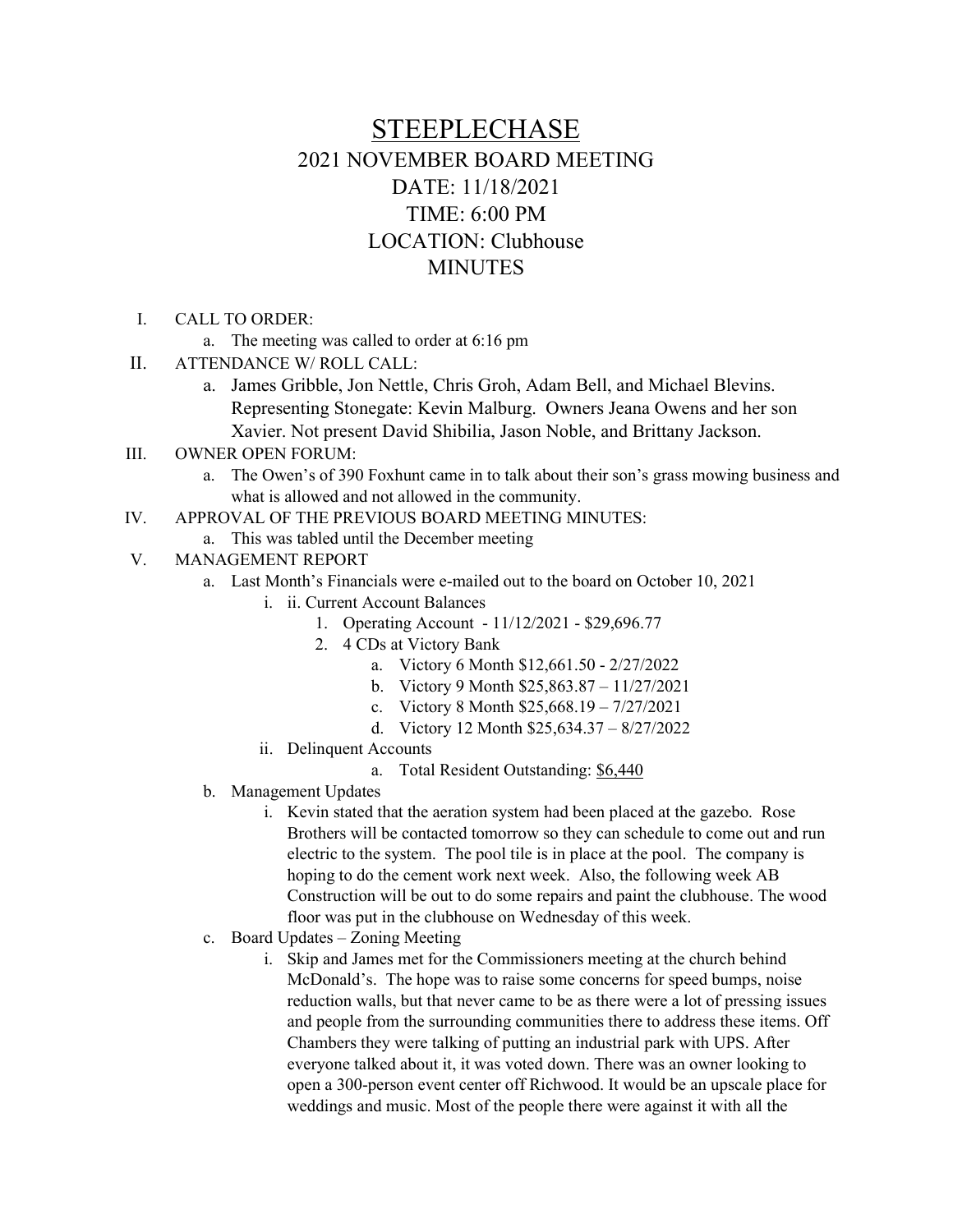# STEEPLECHASE

## 2021 NOVEMBER BOARD MEETING

DATE: 11/18/2021

TIME: 6:00 PM

LOCATION: Clubhouse

MINUTES

I. CALL TO ORDER:
   a. The meeting was called to order at 6:16 pm

II. ATTENDANCE W/ ROLL CALL:
   a. James Gribble, Jon Nettle, Chris Groh, Adam Bell, and Michael Blevins. Representing Stonegate: Kevin Malburg. Owners Jeana Owens and her son Xavier. Not present David Shibilia, Jason Noble, and Brittany Jackson.

III. OWNER OPEN FORUM:
   a. The Owen's of 390 Foxhunt came in to talk about their son's grass mowing business and what is allowed and not allowed in the community.

IV. APPROVAL OF THE PREVIOUS BOARD MEETING MINUTES:
   a. This was tabled until the December meeting

V. MANAGEMENT REPORT
   a. Last Month's Financials were e-mailed out to the board on October 10, 2021
      i. ii. Current Account Balances
         1. Operating Account - 11/12/2021 - $29,696.77
         2. 4 CDs at Victory Bank
            a. Victory 6 Month $12,661.50 - 2/27/2022
            b. Victory 9 Month $25,863.87 – 11/27/2021
            c. Victory 8 Month $25,668.19 – 7/27/2021
            d. Victory 12 Month $25,634.37 – 8/27/2022
      ii. Delinquent Accounts
         a. Total Resident Outstanding: <u>$6,440</u>
   b. Management Updates
      i. Kevin stated that the aeration system had been placed at the gazebo. Rose Brothers will be contacted tomorrow so they can schedule to come out and run electric to the system. The pool tile is in place at the pool. The company is hoping to do the cement work next week. Also, the following week AB Construction will be out to do some repairs and paint the clubhouse. The wood floor was put in the clubhouse on Wednesday of this week.
   c. Board Updates – Zoning Meeting
      i. Skip and James met for the Commissioners meeting at the church behind McDonald's. The hope was to raise some concerns for speed bumps, noise reduction walls, but that never came to be as there were a lot of pressing issues and people from the surrounding communities there to address these items. Off Chambers they were talking of putting an industrial park with UPS. After everyone talked about it, it was voted down. There was an owner looking to open a 300-person event center off Richwood. It would be an upscale place for weddings and music. Most of the people there were against it with all the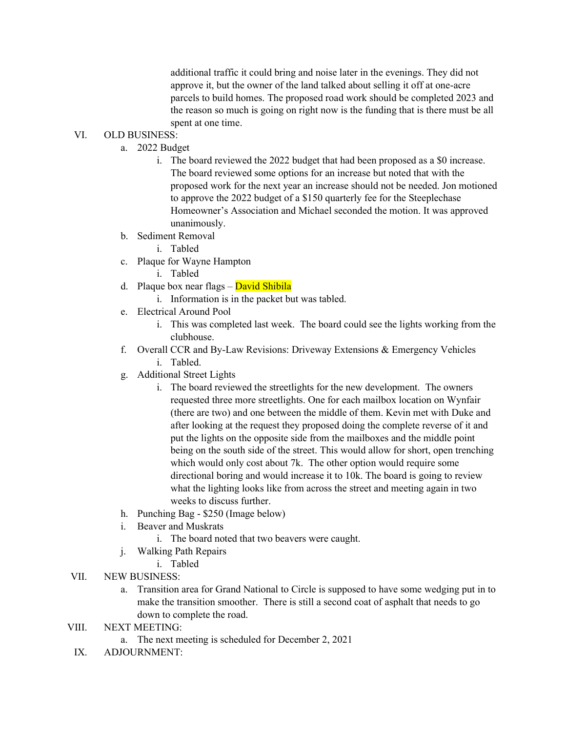additional traffic it could bring and noise later in the evenings. They did not approve it, but the owner of the land talked about selling it off at one-acre parcels to build homes. The proposed road work should be completed 2023 and the reason so much is going on right now is the funding that is there must be all spent at one time.

VI. OLD BUSINESS:

   a. 2022 Budget

      i. The board reviewed the 2022 budget that had been proposed as a $0 increase. The board reviewed some options for an increase but noted that with the proposed work for the next year an increase should not be needed. Jon motioned to approve the 2022 budget of a $150 quarterly fee for the Steeplechase Homeowner's Association and Michael seconded the motion. It was approved unanimously.

   b. Sediment Removal

      i. Tabled

   c. Plaque for Wayne Hampton

      i. Tabled

   d. Plaque box near flags – David Shibila

      i. Information is in the packet but was tabled.

   e. Electrical Around Pool

      i. This was completed last week. The board could see the lights working from the clubhouse.

   f. Overall CCR and By-Law Revisions: Driveway Extensions & Emergency Vehicles

      i. Tabled.

   g. Additional Street Lights

      i. The board reviewed the streetlights for the new development. The owners requested three more streetlights. One for each mailbox location on Wynfair (there are two) and one between the middle of them. Kevin met with Duke and after looking at the request they proposed doing the complete reverse of it and put the lights on the opposite side from the mailboxes and the middle point being on the south side of the street. This would allow for short, open trenching which would only cost about 7k. The other option would require some directional boring and would increase it to 10k. The board is going to review what the lighting looks like from across the street and meeting again in two weeks to discuss further.

   h. Punching Bag - $250 (Image below)

   i. Beaver and Muskrats

      i. The board noted that two beavers were caught.

   j. Walking Path Repairs

      i. Tabled

VII. NEW BUSINESS:

   a. Transition area for Grand National to Circle is supposed to have some wedging put in to make the transition smoother. There is still a second coat of asphalt that needs to go down to complete the road.

VIII. NEXT MEETING:

   a. The next meeting is scheduled for December 2, 2021

IX. ADJOURNMENT: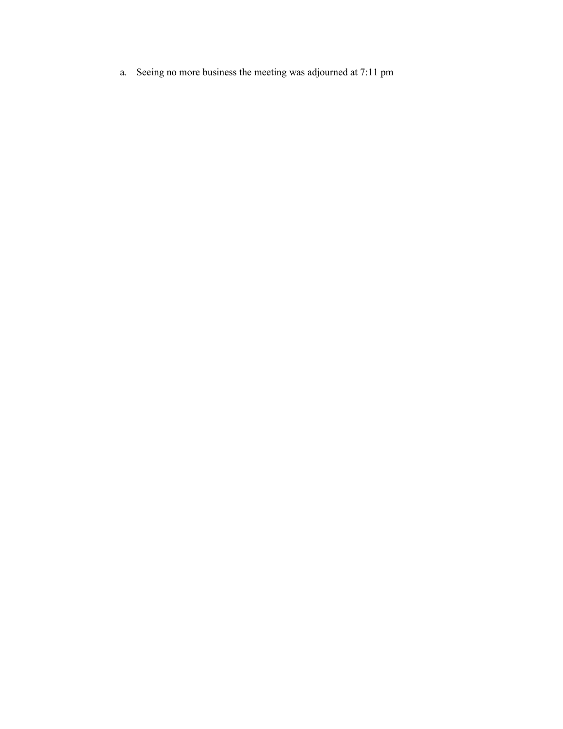a. Seeing no more business the meeting was adjourned at 7:11 pm